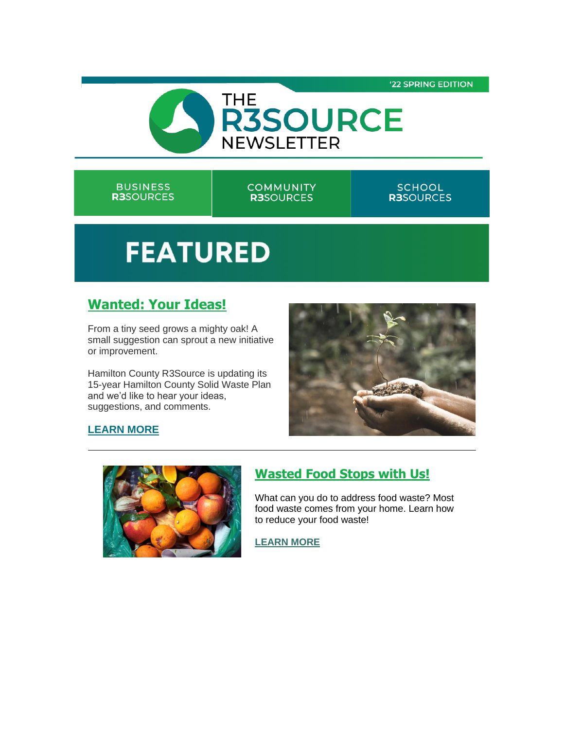'22 SPRING EDITION

# THE R3SOURCE NEWSLETTER

BUSINESS R3SOURCES | COMMUNITY R3SOURCES | SCHOOL R3SOURCES

# FEATURED

## Wanted: Your Ideas!

From a tiny seed grows a mighty oak! A small suggestion can sprout a new initiative or improvement.

Hamilton County R3Source is updating its 15-year Hamilton County Solid Waste Plan and we'd like to hear your ideas, suggestions, and comments.

**LEARN MORE**

---

## Wasted Food Stops with Us!

What can you do to address food waste? Most food waste comes from your home. Learn how to reduce your food waste!

**LEARN MORE**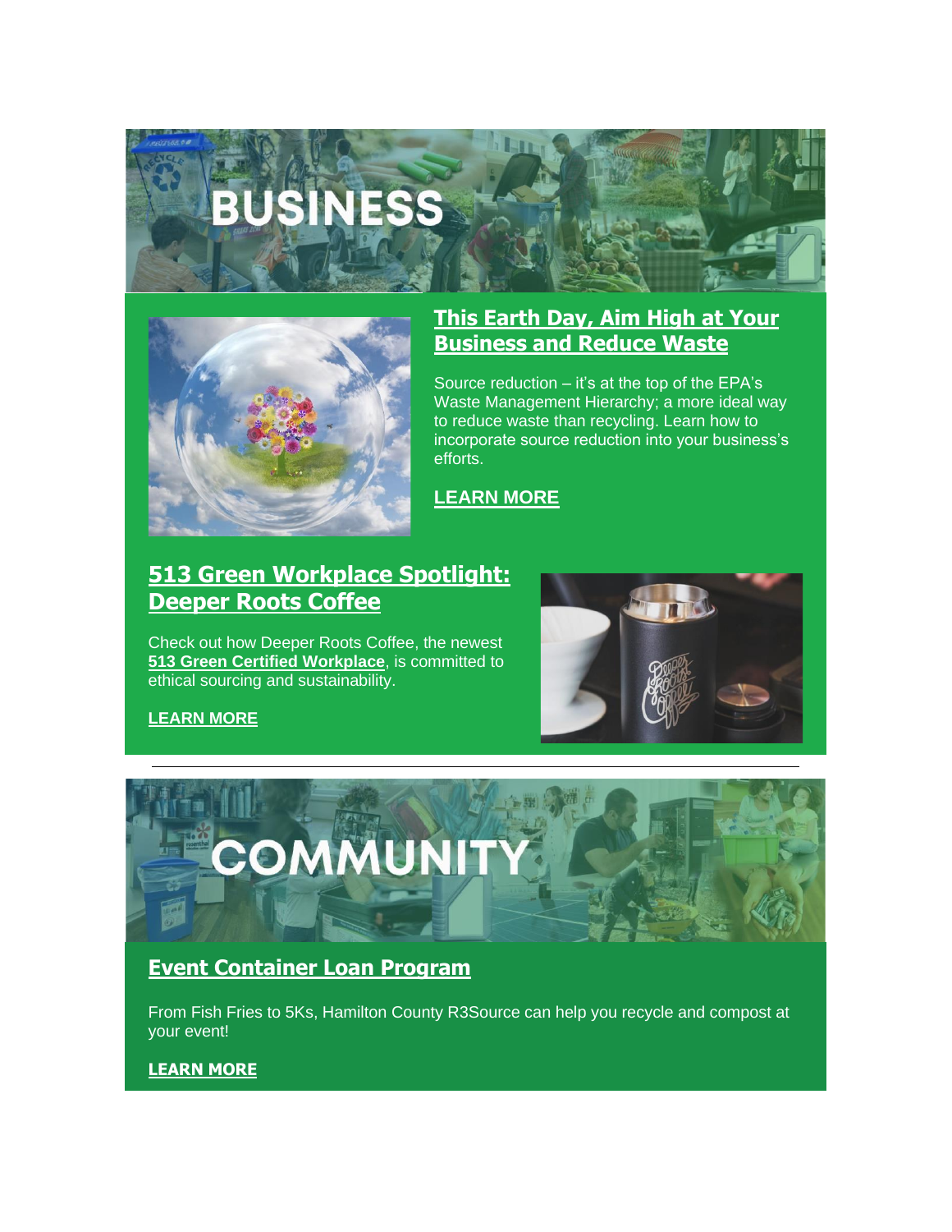# BUSINESS

## This Earth Day, Aim High at Your Business and Reduce Waste

Source reduction – it's at the top of the EPA's Waste Management Hierarchy; a more ideal way to reduce waste than recycling. Learn how to incorporate source reduction into your business's efforts.

**LEARN MORE**

## 513 Green Workplace Spotlight: Deeper Roots Coffee

Check out how Deeper Roots Coffee, the newest **513 Green Certified Workplace**, is committed to ethical sourcing and sustainability.

**LEARN MORE**

---

# COMMUNITY

## Event Container Loan Program

From Fish Fries to 5Ks, Hamilton County R3Source can help you recycle and compost at your event!

**LEARN MORE**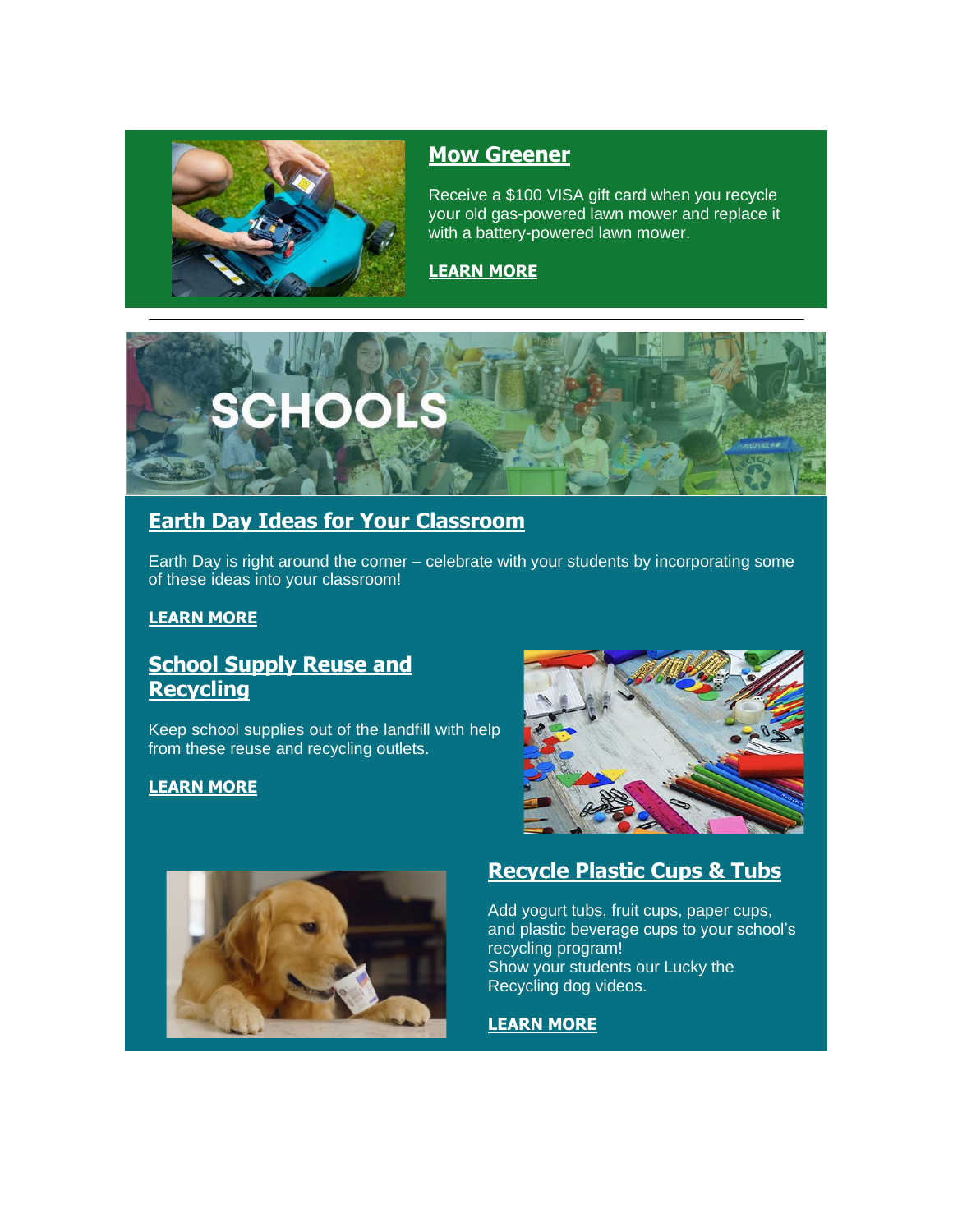## Mow Greener

Receive a $100 VISA gift card when you recycle your old gas-powered lawn mower and replace it with a battery-powered lawn mower.

**LEARN MORE**

---

# SCHOOLS

## Earth Day Ideas for Your Classroom

Earth Day is right around the corner – celebrate with your students by incorporating some of these ideas into your classroom!

**LEARN MORE**

## School Supply Reuse and Recycling

Keep school supplies out of the landfill with help from these reuse and recycling outlets.

**LEARN MORE**

## Recycle Plastic Cups & Tubs

Add yogurt tubs, fruit cups, paper cups, and plastic beverage cups to your school's recycling program!
Show your students our Lucky the Recycling dog videos.

**LEARN MORE**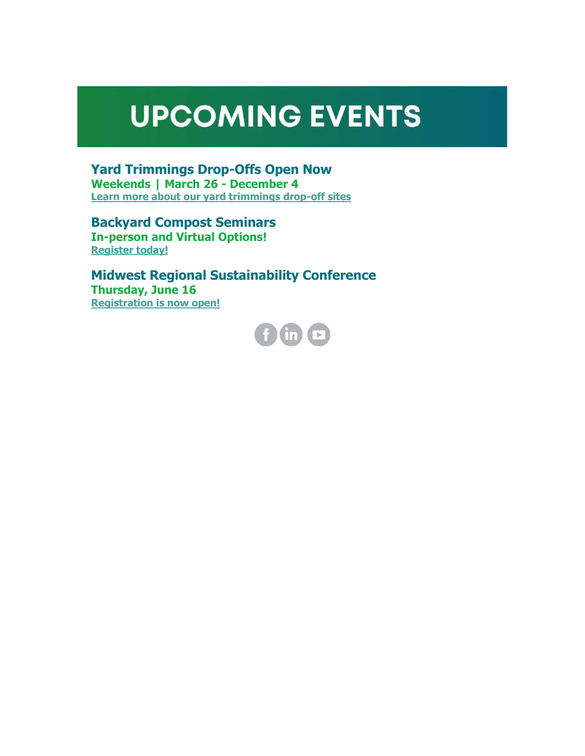# UPCOMING EVENTS

## Yard Trimmings Drop-Offs Open Now

**Weekends | March 26 - December 4**

**Learn more about our yard trimmings drop-off sites**

## Backyard Compost Seminars

**In-person and Virtual Options!**

**Register today!**

## Midwest Regional Sustainability Conference

**Thursday, June 16**

**Registration is now open!**